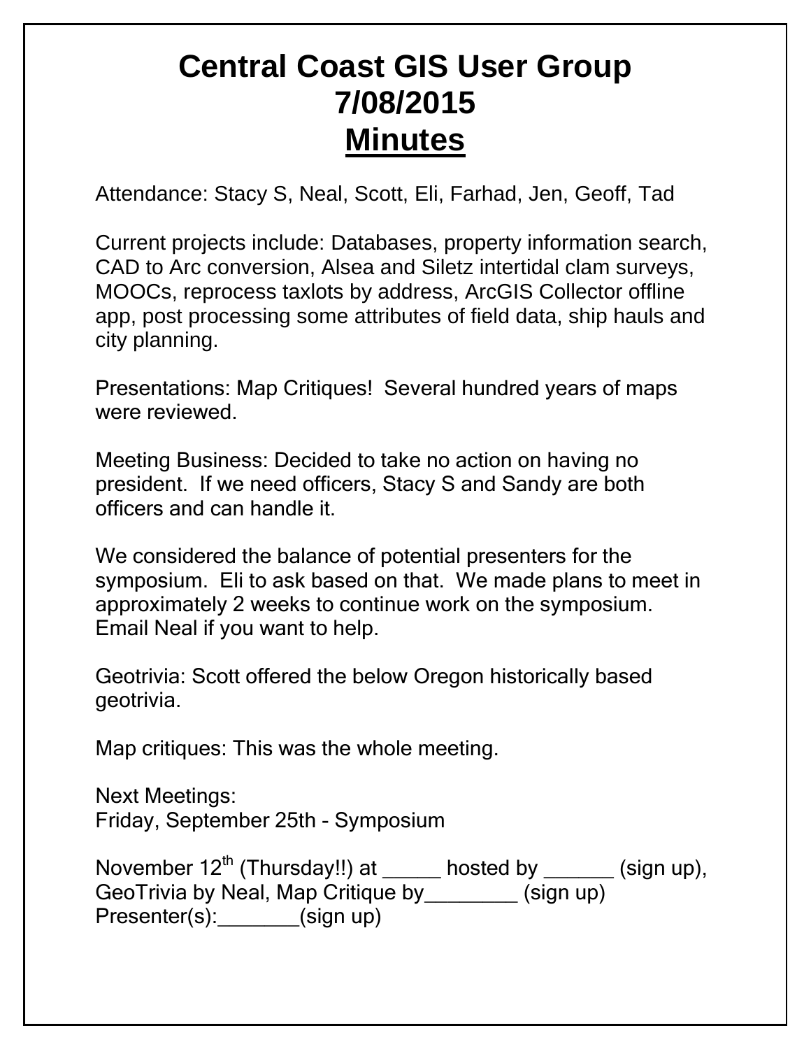# Central Coast GIS User Group
# 7/08/2015
# Minutes

Attendance: Stacy S, Neal, Scott, Eli, Farhad, Jen, Geoff, Tad

Current projects include: Databases, property information search, CAD to Arc conversion, Alsea and Siletz intertidal clam surveys, MOOCs, reprocess taxlots by address, ArcGIS Collector offline app, post processing some attributes of field data, ship hauls and city planning.

Presentations: Map Critiques! Several hundred years of maps were reviewed.

Meeting Business: Decided to take no action on having no president. If we need officers, Stacy S and Sandy are both officers and can handle it.

We considered the balance of potential presenters for the symposium. Eli to ask based on that. We made plans to meet in approximately 2 weeks to continue work on the symposium. Email Neal if you want to help.

Geotrivia: Scott offered the below Oregon historically based geotrivia.

Map critiques: This was the whole meeting.

Next Meetings:
Friday, September 25th - Symposium

November 12th (Thursday!!) at _____ hosted by ______ (sign up), GeoTrivia by Neal, Map Critique by________ (sign up)
Presenter(s):_______(sign up)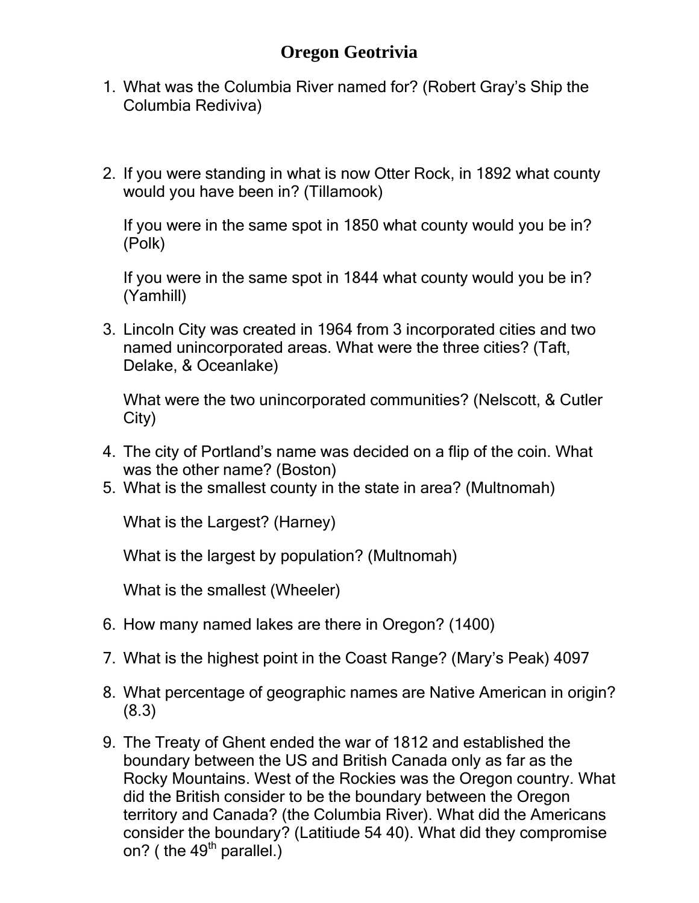# Oregon Geotrivia

1. What was the Columbia River named for? (Robert Gray's Ship the Columbia Rediviva)

2. If you were standing in what is now Otter Rock, in 1892 what county would you have been in? (Tillamook)

   If you were in the same spot in 1850 what county would you be in? (Polk)

   If you were in the same spot in 1844 what county would you be in? (Yamhill)

3. Lincoln City was created in 1964 from 3 incorporated cities and two named unincorporated areas. What were the three cities? (Taft, Delake, & Oceanlake)

   What were the two unincorporated communities? (Nelscott, & Cutler City)

4. The city of Portland's name was decided on a flip of the coin. What was the other name? (Boston)
5. What is the smallest county in the state in area? (Multnomah)

   What is the Largest? (Harney)

   What is the largest by population? (Multnomah)

   What is the smallest (Wheeler)

6. How many named lakes are there in Oregon? (1400)

7. What is the highest point in the Coast Range? (Mary's Peak) 4097

8. What percentage of geographic names are Native American in origin? (8.3)

9. The Treaty of Ghent ended the war of 1812 and established the boundary between the US and British Canada only as far as the Rocky Mountains. West of the Rockies was the Oregon country. What did the British consider to be the boundary between the Oregon territory and Canada? (the Columbia River). What did the Americans consider the boundary? (Latitiude 54 40). What did they compromise on? ( the 49th parallel.)